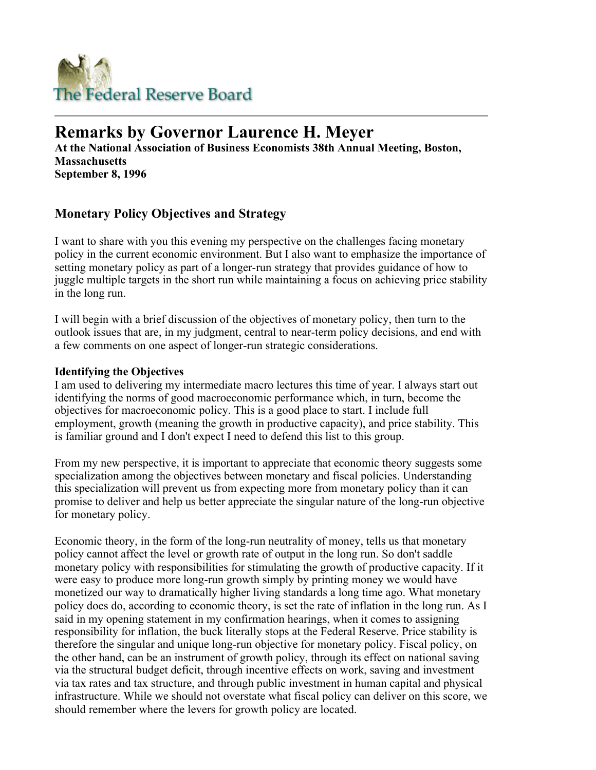# Remarks by Governor Laurence H. Meyer

**At the National Association of Business Economists 38th Annual Meeting, Boston, Massachusetts**
**September 8, 1996**

## Monetary Policy Objectives and Strategy

I want to share with you this evening my perspective on the challenges facing monetary policy in the current economic environment. But I also want to emphasize the importance of setting monetary policy as part of a longer-run strategy that provides guidance of how to juggle multiple targets in the short run while maintaining a focus on achieving price stability in the long run.

I will begin with a brief discussion of the objectives of monetary policy, then turn to the outlook issues that are, in my judgment, central to near-term policy decisions, and end with a few comments on one aspect of longer-run strategic considerations.

**Identifying the Objectives**

I am used to delivering my intermediate macro lectures this time of year. I always start out identifying the norms of good macroeconomic performance which, in turn, become the objectives for macroeconomic policy. This is a good place to start. I include full employment, growth (meaning the growth in productive capacity), and price stability. This is familiar ground and I don't expect I need to defend this list to this group.

From my new perspective, it is important to appreciate that economic theory suggests some specialization among the objectives between monetary and fiscal policies. Understanding this specialization will prevent us from expecting more from monetary policy than it can promise to deliver and help us better appreciate the singular nature of the long-run objective for monetary policy.

Economic theory, in the form of the long-run neutrality of money, tells us that monetary policy cannot affect the level or growth rate of output in the long run. So don't saddle monetary policy with responsibilities for stimulating the growth of productive capacity. If it were easy to produce more long-run growth simply by printing money we would have monetized our way to dramatically higher living standards a long time ago. What monetary policy does do, according to economic theory, is set the rate of inflation in the long run. As I said in my opening statement in my confirmation hearings, when it comes to assigning responsibility for inflation, the buck literally stops at the Federal Reserve. Price stability is therefore the singular and unique long-run objective for monetary policy. Fiscal policy, on the other hand, can be an instrument of growth policy, through its effect on national saving via the structural budget deficit, through incentive effects on work, saving and investment via tax rates and tax structure, and through public investment in human capital and physical infrastructure. While we should not overstate what fiscal policy can deliver on this score, we should remember where the levers for growth policy are located.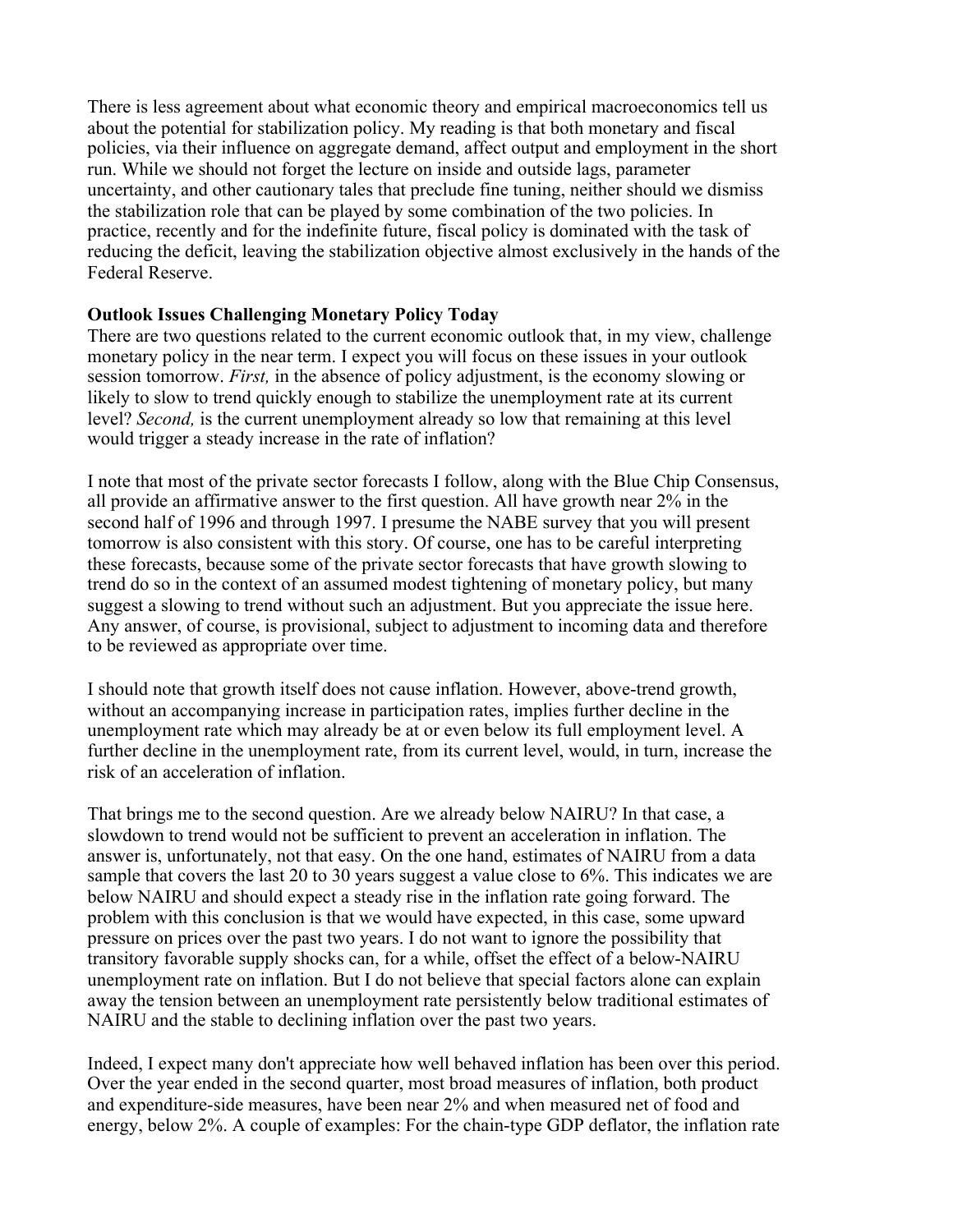There is less agreement about what economic theory and empirical macroeconomics tell us about the potential for stabilization policy. My reading is that both monetary and fiscal policies, via their influence on aggregate demand, affect output and employment in the short run. While we should not forget the lecture on inside and outside lags, parameter uncertainty, and other cautionary tales that preclude fine tuning, neither should we dismiss the stabilization role that can be played by some combination of the two policies. In practice, recently and for the indefinite future, fiscal policy is dominated with the task of reducing the deficit, leaving the stabilization objective almost exclusively in the hands of the Federal Reserve.

**Outlook Issues Challenging Monetary Policy Today**

There are two questions related to the current economic outlook that, in my view, challenge monetary policy in the near term. I expect you will focus on these issues in your outlook session tomorrow. *First,* in the absence of policy adjustment, is the economy slowing or likely to slow to trend quickly enough to stabilize the unemployment rate at its current level? *Second,* is the current unemployment already so low that remaining at this level would trigger a steady increase in the rate of inflation?

I note that most of the private sector forecasts I follow, along with the Blue Chip Consensus, all provide an affirmative answer to the first question. All have growth near 2% in the second half of 1996 and through 1997. I presume the NABE survey that you will present tomorrow is also consistent with this story. Of course, one has to be careful interpreting these forecasts, because some of the private sector forecasts that have growth slowing to trend do so in the context of an assumed modest tightening of monetary policy, but many suggest a slowing to trend without such an adjustment. But you appreciate the issue here. Any answer, of course, is provisional, subject to adjustment to incoming data and therefore to be reviewed as appropriate over time.

I should note that growth itself does not cause inflation. However, above-trend growth, without an accompanying increase in participation rates, implies further decline in the unemployment rate which may already be at or even below its full employment level. A further decline in the unemployment rate, from its current level, would, in turn, increase the risk of an acceleration of inflation.

That brings me to the second question. Are we already below NAIRU? In that case, a slowdown to trend would not be sufficient to prevent an acceleration in inflation. The answer is, unfortunately, not that easy. On the one hand, estimates of NAIRU from a data sample that covers the last 20 to 30 years suggest a value close to 6%. This indicates we are below NAIRU and should expect a steady rise in the inflation rate going forward. The problem with this conclusion is that we would have expected, in this case, some upward pressure on prices over the past two years. I do not want to ignore the possibility that transitory favorable supply shocks can, for a while, offset the effect of a below-NAIRU unemployment rate on inflation. But I do not believe that special factors alone can explain away the tension between an unemployment rate persistently below traditional estimates of NAIRU and the stable to declining inflation over the past two years.

Indeed, I expect many don't appreciate how well behaved inflation has been over this period. Over the year ended in the second quarter, most broad measures of inflation, both product and expenditure-side measures, have been near 2% and when measured net of food and energy, below 2%. A couple of examples: For the chain-type GDP deflator, the inflation rate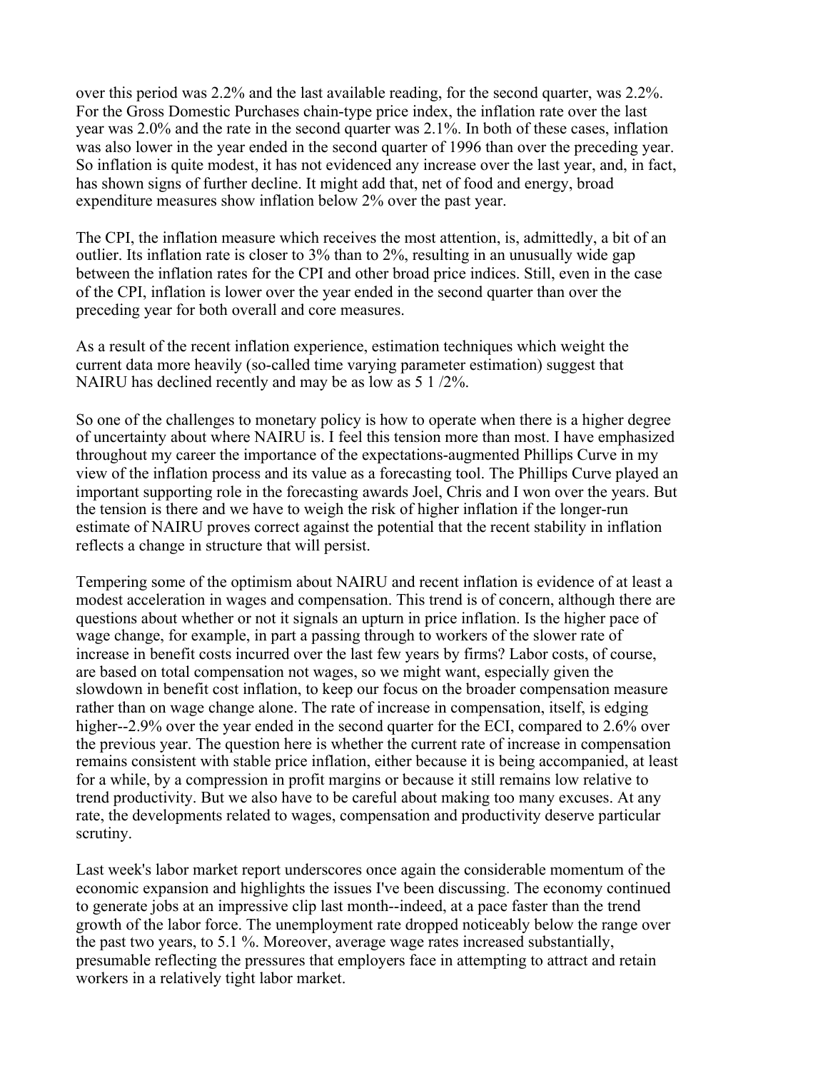over this period was 2.2% and the last available reading, for the second quarter, was 2.2%. For the Gross Domestic Purchases chain-type price index, the inflation rate over the last year was 2.0% and the rate in the second quarter was 2.1%. In both of these cases, inflation was also lower in the year ended in the second quarter of 1996 than over the preceding year. So inflation is quite modest, it has not evidenced any increase over the last year, and, in fact, has shown signs of further decline. It might add that, net of food and energy, broad expenditure measures show inflation below 2% over the past year.

The CPI, the inflation measure which receives the most attention, is, admittedly, a bit of an outlier. Its inflation rate is closer to 3% than to 2%, resulting in an unusually wide gap between the inflation rates for the CPI and other broad price indices. Still, even in the case of the CPI, inflation is lower over the year ended in the second quarter than over the preceding year for both overall and core measures.

As a result of the recent inflation experience, estimation techniques which weight the current data more heavily (so-called time varying parameter estimation) suggest that NAIRU has declined recently and may be as low as 5 1 /2%.

So one of the challenges to monetary policy is how to operate when there is a higher degree of uncertainty about where NAIRU is. I feel this tension more than most. I have emphasized throughout my career the importance of the expectations-augmented Phillips Curve in my view of the inflation process and its value as a forecasting tool. The Phillips Curve played an important supporting role in the forecasting awards Joel, Chris and I won over the years. But the tension is there and we have to weigh the risk of higher inflation if the longer-run estimate of NAIRU proves correct against the potential that the recent stability in inflation reflects a change in structure that will persist.

Tempering some of the optimism about NAIRU and recent inflation is evidence of at least a modest acceleration in wages and compensation. This trend is of concern, although there are questions about whether or not it signals an upturn in price inflation. Is the higher pace of wage change, for example, in part a passing through to workers of the slower rate of increase in benefit costs incurred over the last few years by firms? Labor costs, of course, are based on total compensation not wages, so we might want, especially given the slowdown in benefit cost inflation, to keep our focus on the broader compensation measure rather than on wage change alone. The rate of increase in compensation, itself, is edging higher--2.9% over the year ended in the second quarter for the ECI, compared to 2.6% over the previous year. The question here is whether the current rate of increase in compensation remains consistent with stable price inflation, either because it is being accompanied, at least for a while, by a compression in profit margins or because it still remains low relative to trend productivity. But we also have to be careful about making too many excuses. At any rate, the developments related to wages, compensation and productivity deserve particular scrutiny.

Last week's labor market report underscores once again the considerable momentum of the economic expansion and highlights the issues I've been discussing. The economy continued to generate jobs at an impressive clip last month--indeed, at a pace faster than the trend growth of the labor force. The unemployment rate dropped noticeably below the range over the past two years, to 5.1 %. Moreover, average wage rates increased substantially, presumable reflecting the pressures that employers face in attempting to attract and retain workers in a relatively tight labor market.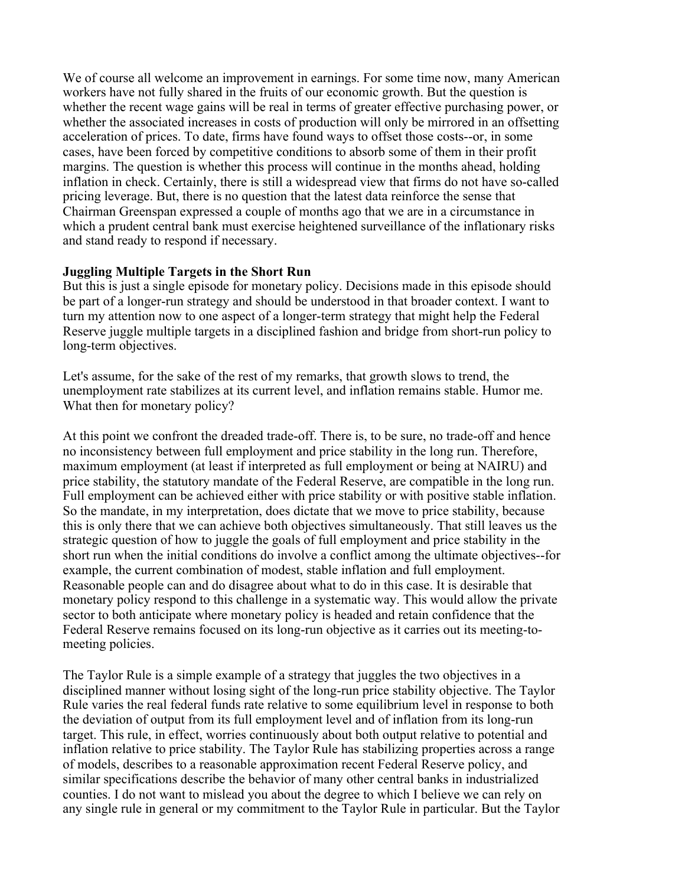We of course all welcome an improvement in earnings. For some time now, many American workers have not fully shared in the fruits of our economic growth. But the question is whether the recent wage gains will be real in terms of greater effective purchasing power, or whether the associated increases in costs of production will only be mirrored in an offsetting acceleration of prices. To date, firms have found ways to offset those costs--or, in some cases, have been forced by competitive conditions to absorb some of them in their profit margins. The question is whether this process will continue in the months ahead, holding inflation in check. Certainly, there is still a widespread view that firms do not have so-called pricing leverage. But, there is no question that the latest data reinforce the sense that Chairman Greenspan expressed a couple of months ago that we are in a circumstance in which a prudent central bank must exercise heightened surveillance of the inflationary risks and stand ready to respond if necessary.

**Juggling Multiple Targets in the Short Run**

But this is just a single episode for monetary policy. Decisions made in this episode should be part of a longer-run strategy and should be understood in that broader context. I want to turn my attention now to one aspect of a longer-term strategy that might help the Federal Reserve juggle multiple targets in a disciplined fashion and bridge from short-run policy to long-term objectives.

Let's assume, for the sake of the rest of my remarks, that growth slows to trend, the unemployment rate stabilizes at its current level, and inflation remains stable. Humor me. What then for monetary policy?

At this point we confront the dreaded trade-off. There is, to be sure, no trade-off and hence no inconsistency between full employment and price stability in the long run. Therefore, maximum employment (at least if interpreted as full employment or being at NAIRU) and price stability, the statutory mandate of the Federal Reserve, are compatible in the long run. Full employment can be achieved either with price stability or with positive stable inflation. So the mandate, in my interpretation, does dictate that we move to price stability, because this is only there that we can achieve both objectives simultaneously. That still leaves us the strategic question of how to juggle the goals of full employment and price stability in the short run when the initial conditions do involve a conflict among the ultimate objectives--for example, the current combination of modest, stable inflation and full employment. Reasonable people can and do disagree about what to do in this case. It is desirable that monetary policy respond to this challenge in a systematic way. This would allow the private sector to both anticipate where monetary policy is headed and retain confidence that the Federal Reserve remains focused on its long-run objective as it carries out its meeting-to-meeting policies.

The Taylor Rule is a simple example of a strategy that juggles the two objectives in a disciplined manner without losing sight of the long-run price stability objective. The Taylor Rule varies the real federal funds rate relative to some equilibrium level in response to both the deviation of output from its full employment level and of inflation from its long-run target. This rule, in effect, worries continuously about both output relative to potential and inflation relative to price stability. The Taylor Rule has stabilizing properties across a range of models, describes to a reasonable approximation recent Federal Reserve policy, and similar specifications describe the behavior of many other central banks in industrialized counties. I do not want to mislead you about the degree to which I believe we can rely on any single rule in general or my commitment to the Taylor Rule in particular. But the Taylor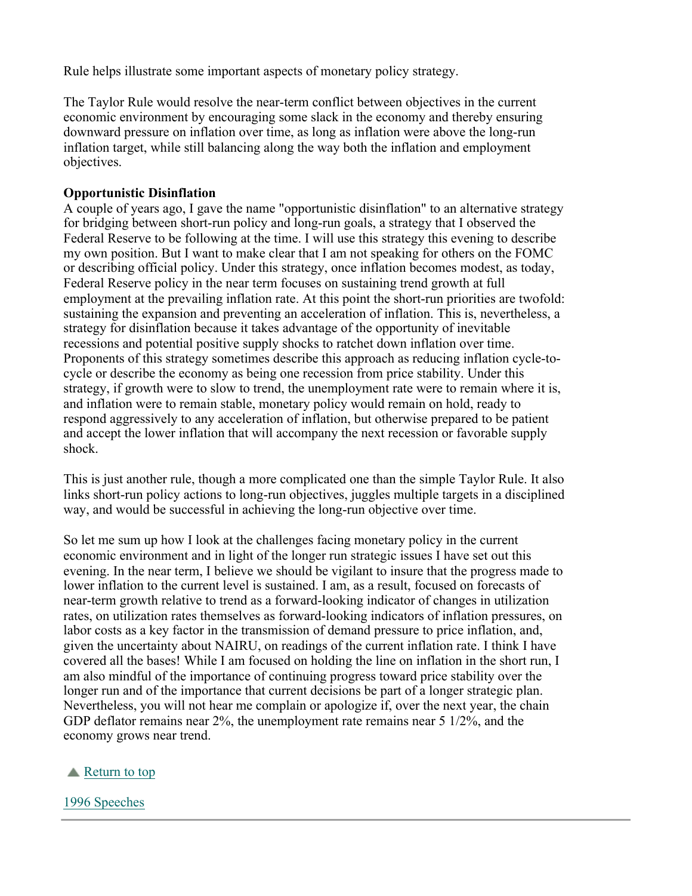Rule helps illustrate some important aspects of monetary policy strategy.

The Taylor Rule would resolve the near-term conflict between objectives in the current economic environment by encouraging some slack in the economy and thereby ensuring downward pressure on inflation over time, as long as inflation were above the long-run inflation target, while still balancing along the way both the inflation and employment objectives.

**Opportunistic Disinflation**

A couple of years ago, I gave the name "opportunistic disinflation" to an alternative strategy for bridging between short-run policy and long-run goals, a strategy that I observed the Federal Reserve to be following at the time. I will use this strategy this evening to describe my own position. But I want to make clear that I am not speaking for others on the FOMC or describing official policy. Under this strategy, once inflation becomes modest, as today, Federal Reserve policy in the near term focuses on sustaining trend growth at full employment at the prevailing inflation rate. At this point the short-run priorities are twofold: sustaining the expansion and preventing an acceleration of inflation. This is, nevertheless, a strategy for disinflation because it takes advantage of the opportunity of inevitable recessions and potential positive supply shocks to ratchet down inflation over time. Proponents of this strategy sometimes describe this approach as reducing inflation cycle-to-cycle or describe the economy as being one recession from price stability. Under this strategy, if growth were to slow to trend, the unemployment rate were to remain where it is, and inflation were to remain stable, monetary policy would remain on hold, ready to respond aggressively to any acceleration of inflation, but otherwise prepared to be patient and accept the lower inflation that will accompany the next recession or favorable supply shock.

This is just another rule, though a more complicated one than the simple Taylor Rule. It also links short-run policy actions to long-run objectives, juggles multiple targets in a disciplined way, and would be successful in achieving the long-run objective over time.

So let me sum up how I look at the challenges facing monetary policy in the current economic environment and in light of the longer run strategic issues I have set out this evening. In the near term, I believe we should be vigilant to insure that the progress made to lower inflation to the current level is sustained. I am, as a result, focused on forecasts of near-term growth relative to trend as a forward-looking indicator of changes in utilization rates, on utilization rates themselves as forward-looking indicators of inflation pressures, on labor costs as a key factor in the transmission of demand pressure to price inflation, and, given the uncertainty about NAIRU, on readings of the current inflation rate. I think I have covered all the bases! While I am focused on holding the line on inflation in the short run, I am also mindful of the importance of continuing progress toward price stability over the longer run and of the importance that current decisions be part of a longer strategic plan. Nevertheless, you will not hear me complain or apologize if, over the next year, the chain GDP deflator remains near 2%, the unemployment rate remains near 5 1/2%, and the economy grows near trend.

▲ Return to top

1996 Speeches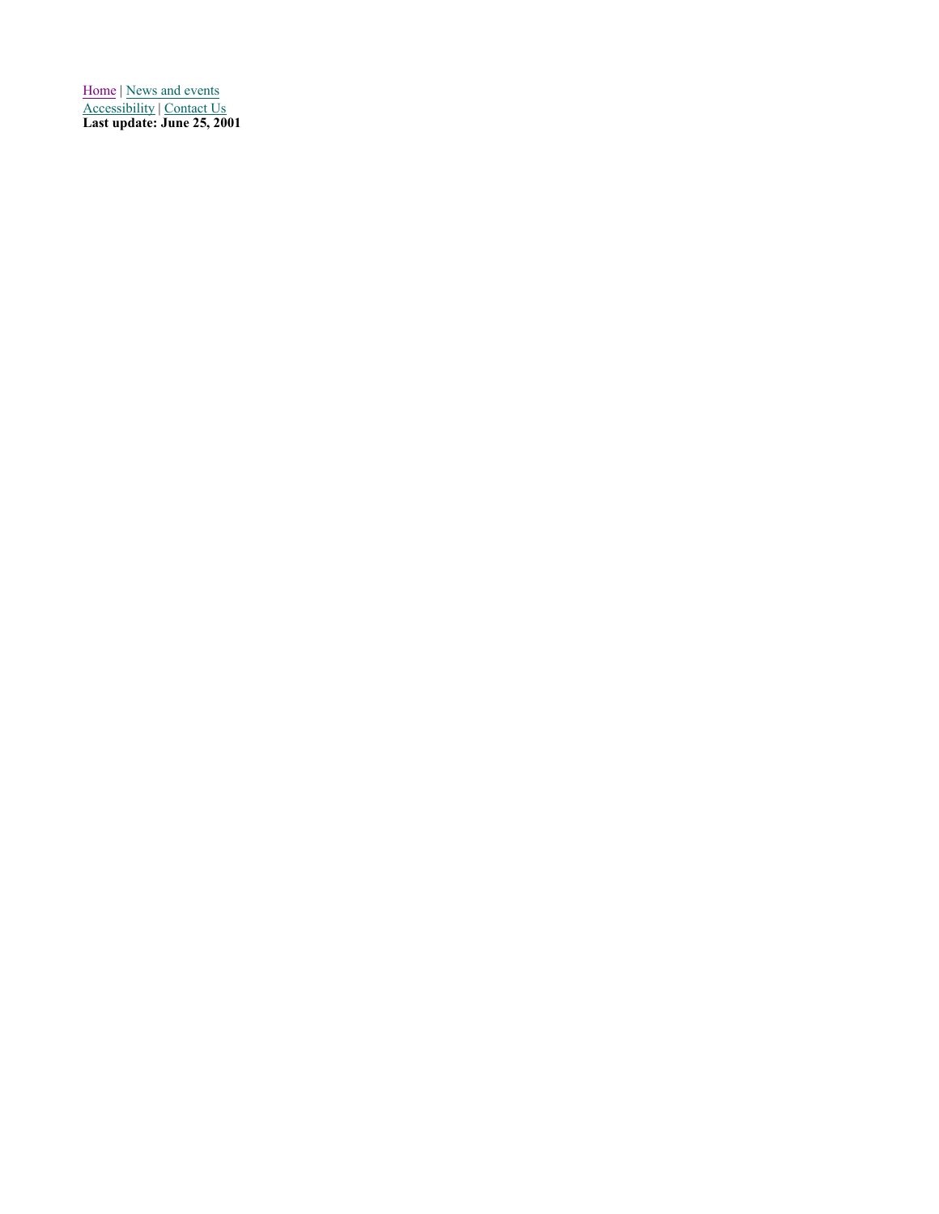Home | News and events
Accessibility | Contact Us
**Last update: June 25, 2001**